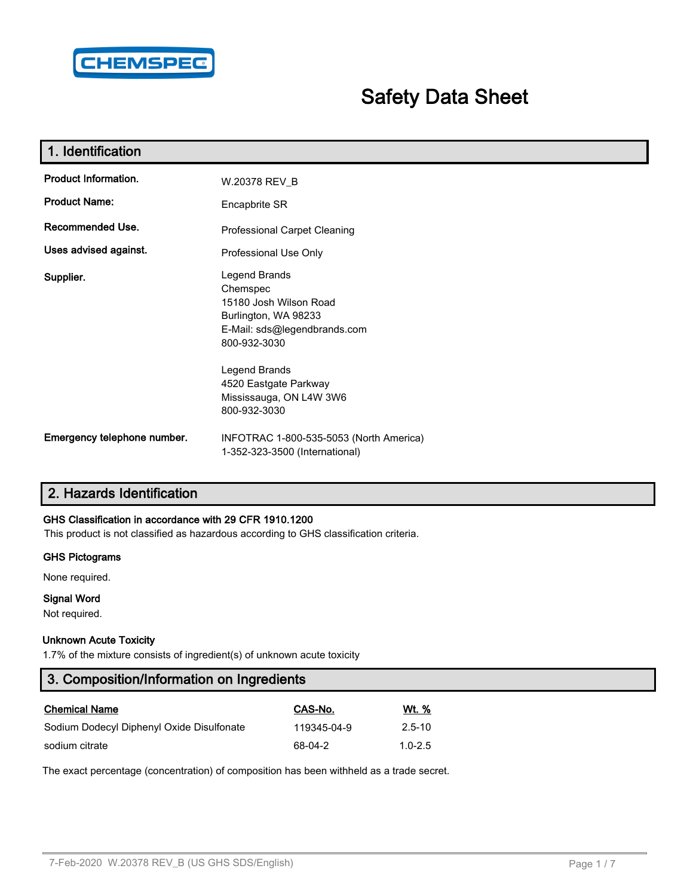CHEMSPEC

# Safety Data Sheet

## 1. Identification

**Product Information.** W.20378 REV_B

**Product Name:** Encapbrite SR

**Recommended Use.** Professional Carpet Cleaning

**Uses advised against.** Professional Use Only

**Supplier.**
Legend Brands
Chemspec
15180 Josh Wilson Road
Burlington, WA 98233
E-Mail: sds@legendbrands.com
800-932-3030

Legend Brands
4520 Eastgate Parkway
Mississauga, ON L4W 3W6
800-932-3030

**Emergency telephone number.** INFOTRAC 1-800-535-5053 (North America)
1-352-323-3500 (International)

## 2. Hazards Identification

**GHS Classification in accordance with 29 CFR 1910.1200**

This product is not classified as hazardous according to GHS classification criteria.

**GHS Pictograms**

None required.

**Signal Word**

Not required.

**Unknown Acute Toxicity**

1.7% of the mixture consists of ingredient(s) of unknown acute toxicity

## 3. Composition/Information on Ingredients

| Chemical Name | CAS-No. | Wt. % |
|---|---|---|
| Sodium Dodecyl Diphenyl Oxide Disulfonate | 119345-04-9 | 2.5-10 |
| sodium citrate | 68-04-2 | 1.0-2.5 |

The exact percentage (concentration) of composition has been withheld as a trade secret.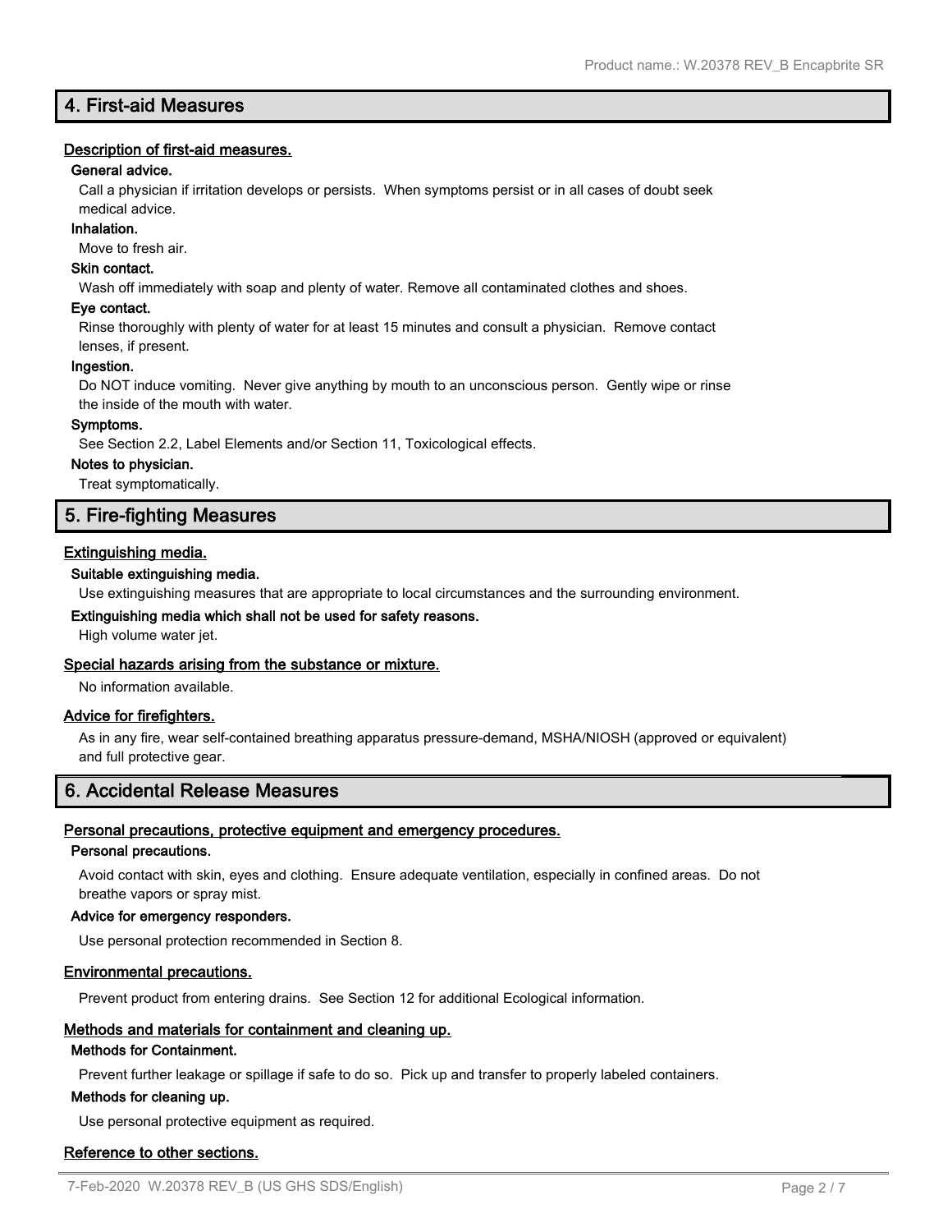## 4. First-aid Measures

### Description of first-aid measures.

**General advice.**

Call a physician if irritation develops or persists. When symptoms persist or in all cases of doubt seek medical advice.

**Inhalation.**

Move to fresh air.

**Skin contact.**

Wash off immediately with soap and plenty of water. Remove all contaminated clothes and shoes.

**Eye contact.**

Rinse thoroughly with plenty of water for at least 15 minutes and consult a physician. Remove contact lenses, if present.

**Ingestion.**

Do NOT induce vomiting. Never give anything by mouth to an unconscious person. Gently wipe or rinse the inside of the mouth with water.

**Symptoms.**

See Section 2.2, Label Elements and/or Section 11, Toxicological effects.

**Notes to physician.**

Treat symptomatically.

## 5. Fire-fighting Measures

### Extinguishing media.

**Suitable extinguishing media.**

Use extinguishing measures that are appropriate to local circumstances and the surrounding environment.

**Extinguishing media which shall not be used for safety reasons.**

High volume water jet.

### Special hazards arising from the substance or mixture.

No information available.

### Advice for firefighters.

As in any fire, wear self-contained breathing apparatus pressure-demand, MSHA/NIOSH (approved or equivalent) and full protective gear.

## 6. Accidental Release Measures

### Personal precautions, protective equipment and emergency procedures.

**Personal precautions.**

Avoid contact with skin, eyes and clothing. Ensure adequate ventilation, especially in confined areas. Do not breathe vapors or spray mist.

**Advice for emergency responders.**

Use personal protection recommended in Section 8.

### Environmental precautions.

Prevent product from entering drains. See Section 12 for additional Ecological information.

### Methods and materials for containment and cleaning up.

**Methods for Containment.**

Prevent further leakage or spillage if safe to do so. Pick up and transfer to properly labeled containers.

**Methods for cleaning up.**

Use personal protective equipment as required.

### Reference to other sections.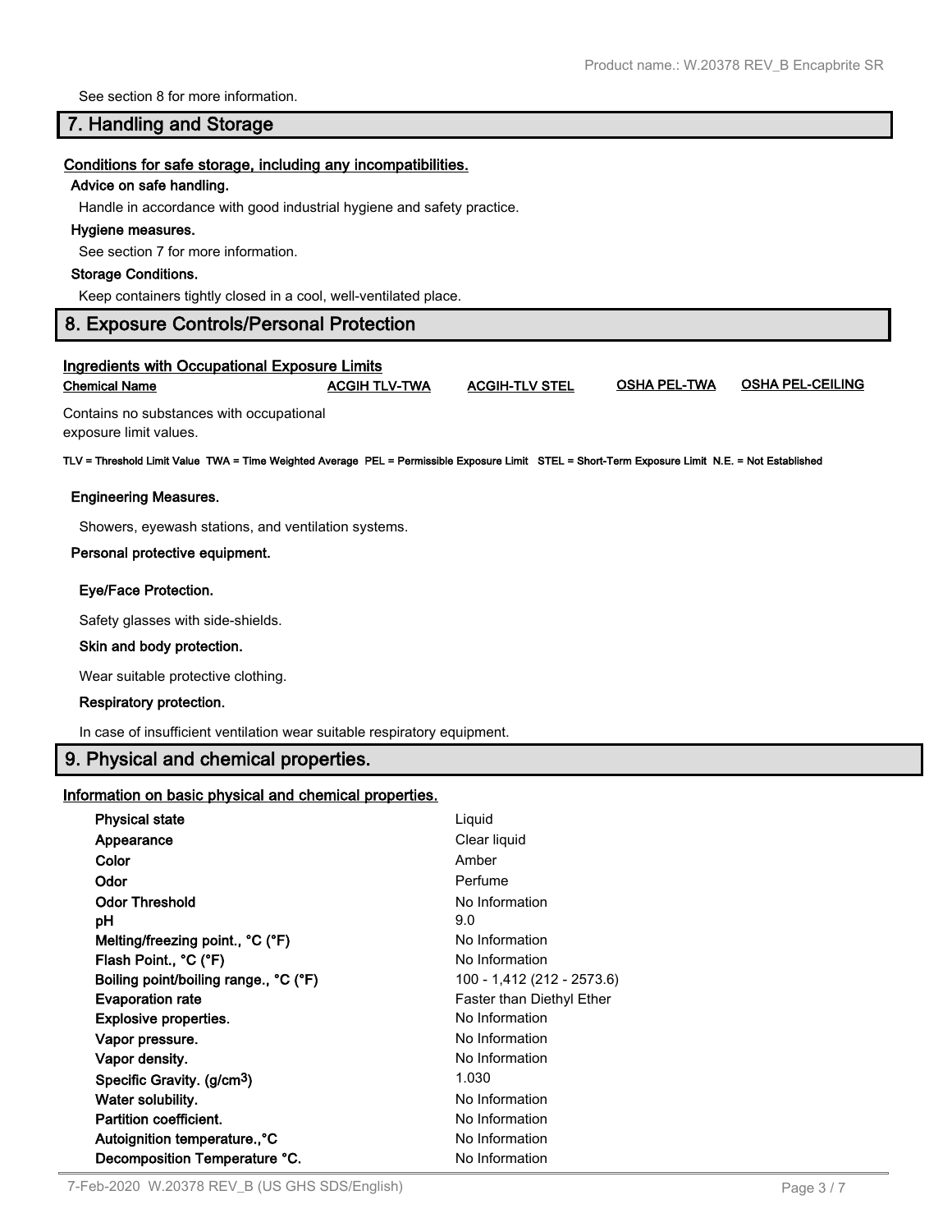See section 8 for more information.

## 7. Handling and Storage

**Conditions for safe storage, including any incompatibilities.**

**Advice on safe handling.**

Handle in accordance with good industrial hygiene and safety practice.

**Hygiene measures.**

See section 7 for more information.

**Storage Conditions.**

Keep containers tightly closed in a cool, well-ventilated place.

## 8. Exposure Controls/Personal Protection

**Ingredients with Occupational Exposure Limits**

| Chemical Name | ACGIH TLV-TWA | ACGIH-TLV STEL | OSHA PEL-TWA | OSHA PEL-CEILING |
|---|---|---|---|---|
| Contains no substances with occupational exposure limit values. | | | | |

**TLV = Threshold Limit Value TWA = Time Weighted Average PEL = Permissible Exposure Limit STEL = Short-Term Exposure Limit N.E. = Not Established**

**Engineering Measures.**

Showers, eyewash stations, and ventilation systems.

**Personal protective equipment.**

**Eye/Face Protection.**

Safety glasses with side-shields.

**Skin and body protection.**

Wear suitable protective clothing.

**Respiratory protection.**

In case of insufficient ventilation wear suitable respiratory equipment.

## 9. Physical and chemical properties.

**Information on basic physical and chemical properties.**

| | |
|---|---|
| **Physical state** | Liquid |
| **Appearance** | Clear liquid |
| **Color** | Amber |
| **Odor** | Perfume |
| **Odor Threshold** | No Information |
| **pH** | 9.0 |
| **Melting/freezing point., °C (°F)** | No Information |
| **Flash Point., °C (°F)** | No Information |
| **Boiling point/boiling range., °C (°F)** | 100 - 1,412 (212 - 2573.6) |
| **Evaporation rate** | Faster than Diethyl Ether |
| **Explosive properties.** | No Information |
| **Vapor pressure.** | No Information |
| **Vapor density.** | No Information |
| **Specific Gravity. ($g/cm^3$)** | 1.030 |
| **Water solubility.** | No Information |
| **Partition coefficient.** | No Information |
| **Autoignition temperature.,°C** | No Information |
| **Decomposition Temperature °C.** | No Information |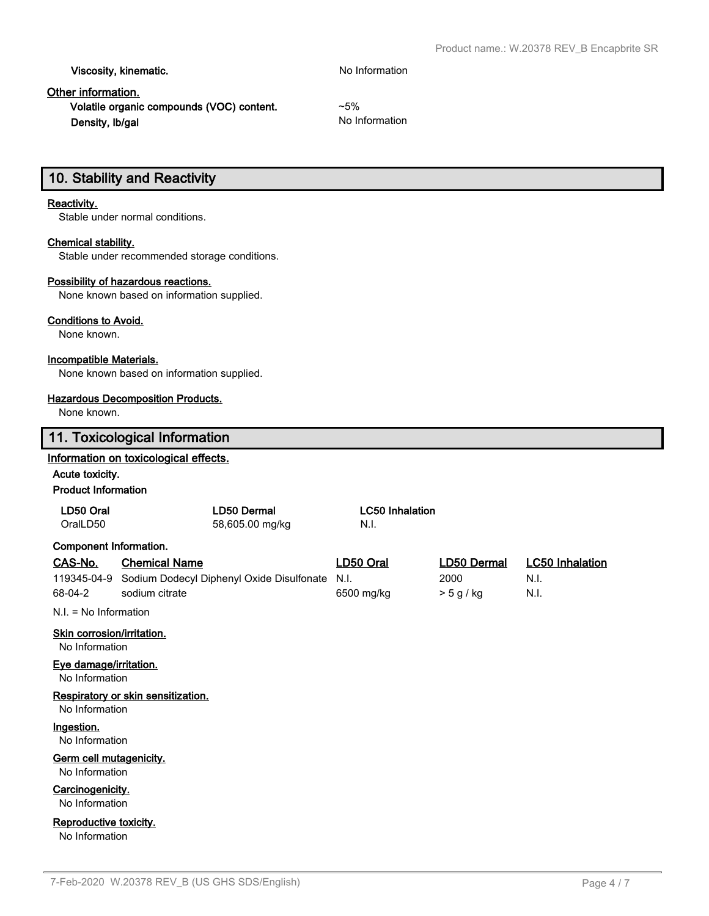**Viscosity, kinematic.** No Information

**Other information.**

**Volatile organic compounds (VOC) content.** ~5%

**Density, lb/gal** No Information

## 10. Stability and Reactivity

**Reactivity.**

Stable under normal conditions.

**Chemical stability.**

Stable under recommended storage conditions.

**Possibility of hazardous reactions.**

None known based on information supplied.

**Conditions to Avoid.**

None known.

**Incompatible Materials.**

None known based on information supplied.

**Hazardous Decomposition Products.**

None known.

## 11. Toxicological Information

**Information on toxicological effects.**

**Acute toxicity.**

**Product Information**

| LD50 Oral | LD50 Dermal | LC50 Inhalation |
|---|---|---|
| OralLD50 | 58,605.00 mg/kg | N.I. |

**Component Information.**

| CAS-No. | Chemical Name | LD50 Oral | LD50 Dermal | LC50 Inhalation |
|---|---|---|---|---|
| 119345-04-9 | Sodium Dodecyl Diphenyl Oxide Disulfonate | N.I. | 2000 | N.I. |
| 68-04-2 | sodium citrate | 6500 mg/kg | > 5 g / kg | N.I. |

N.I. = No Information

**Skin corrosion/irritation.**

No Information

**Eye damage/irritation.**

No Information

**Respiratory or skin sensitization.**

No Information

**Ingestion.**

No Information

**Germ cell mutagenicity.**

No Information

**Carcinogenicity.**

No Information

**Reproductive toxicity.**

No Information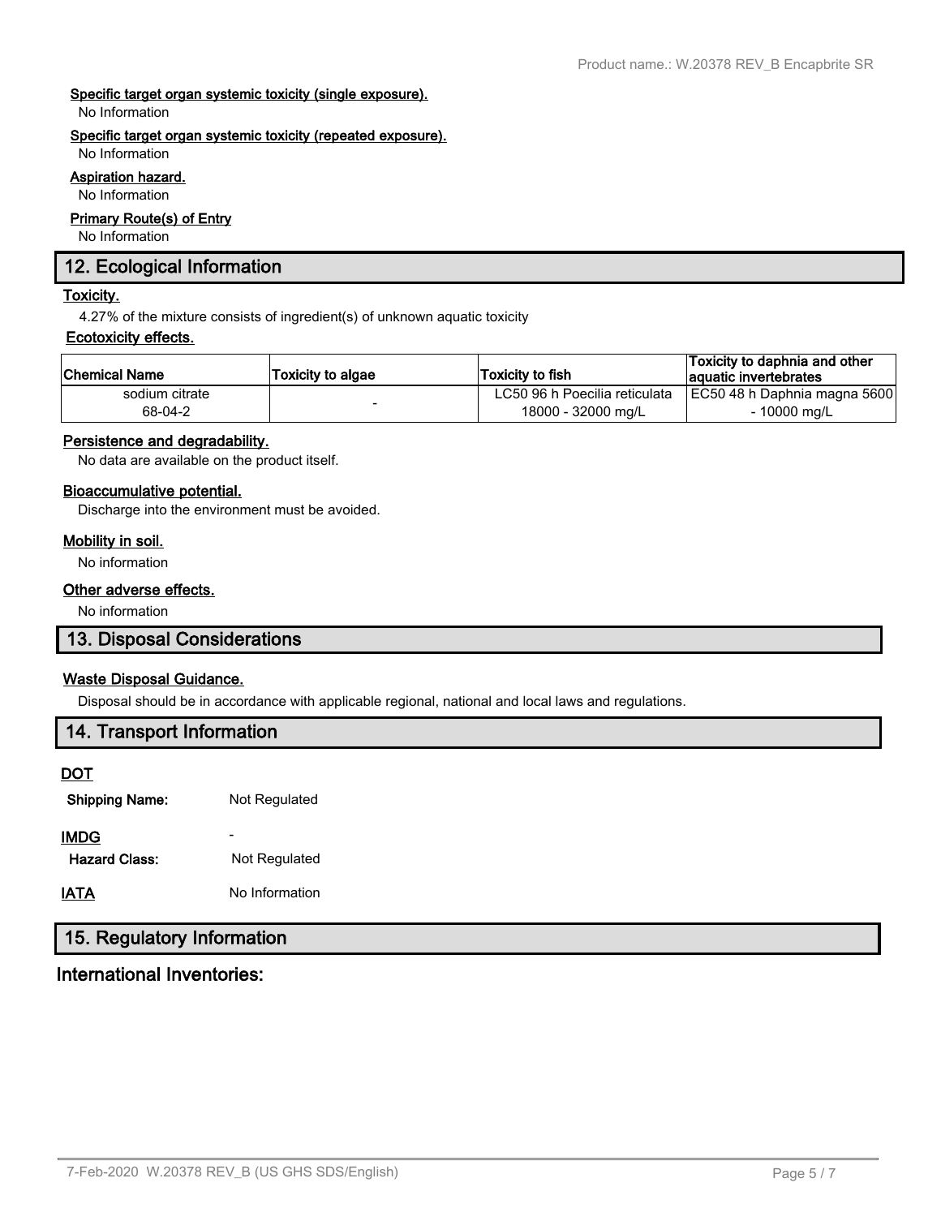**Specific target organ systemic toxicity (single exposure).**

No Information

**Specific target organ systemic toxicity (repeated exposure).**

No Information

**Aspiration hazard.**

No Information

**Primary Route(s) of Entry**

No Information

## 12. Ecological Information

**Toxicity.**

4.27% of the mixture consists of ingredient(s) of unknown aquatic toxicity

**Ecotoxicity effects.**

| Chemical Name | Toxicity to algae | Toxicity to fish | Toxicity to daphnia and other aquatic invertebrates |
|---|---|---|---|
| sodium citrate<br>68-04-2 | - | LC50 96 h Poecilia reticulata<br>18000 - 32000 mg/L | EC50 48 h Daphnia magna 5600<br>- 10000 mg/L |

**Persistence and degradability.**

No data are available on the product itself.

**Bioaccumulative potential.**

Discharge into the environment must be avoided.

**Mobility in soil.**

No information

**Other adverse effects.**

No information

## 13. Disposal Considerations

**Waste Disposal Guidance.**

Disposal should be in accordance with applicable regional, national and local laws and regulations.

## 14. Transport Information

**DOT**

**Shipping Name:** Not Regulated

**IMDG** -

**Hazard Class:** Not Regulated

**IATA** No Information

## 15. Regulatory Information

### International Inventories: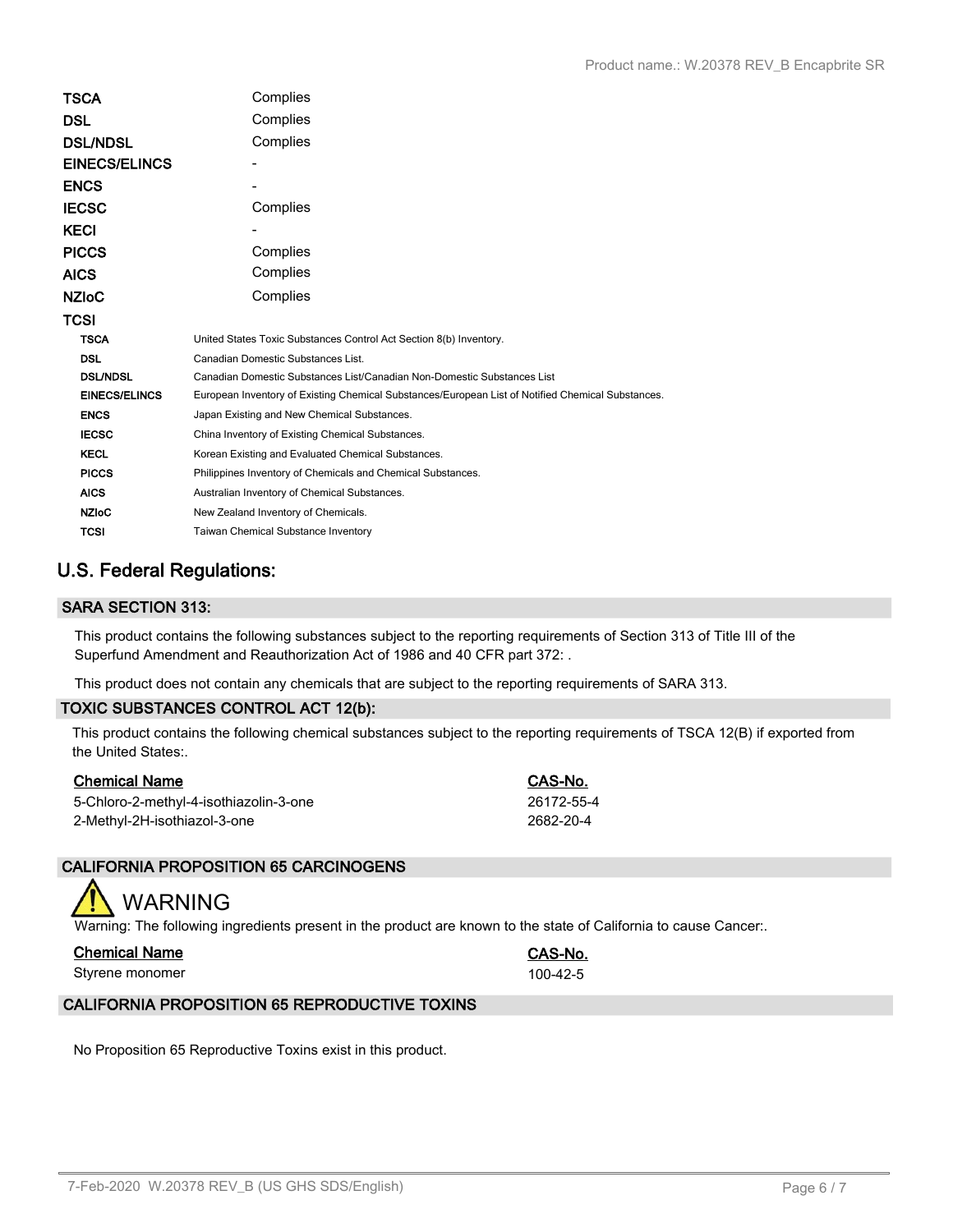| | |
|---|---|
| **TSCA** | Complies |
| **DSL** | Complies |
| **DSL/NDSL** | Complies |
| **EINECS/ELINCS** | - |
| **ENCS** | - |
| **IECSC** | Complies |
| **KECI** | - |
| **PICCS** | Complies |
| **AICS** | Complies |
| **NZIoC** | Complies |
| **TCSI** | |

| | |
|---|---|
| **TSCA** | United States Toxic Substances Control Act Section 8(b) Inventory. |
| **DSL** | Canadian Domestic Substances List. |
| **DSL/NDSL** | Canadian Domestic Substances List/Canadian Non-Domestic Substances List |
| **EINECS/ELINCS** | European Inventory of Existing Chemical Substances/European List of Notified Chemical Substances. |
| **ENCS** | Japan Existing and New Chemical Substances. |
| **IECSC** | China Inventory of Existing Chemical Substances. |
| **KECL** | Korean Existing and Evaluated Chemical Substances. |
| **PICCS** | Philippines Inventory of Chemicals and Chemical Substances. |
| **AICS** | Australian Inventory of Chemical Substances. |
| **NZIoC** | New Zealand Inventory of Chemicals. |
| **TCSI** | Taiwan Chemical Substance Inventory |

## U.S. Federal Regulations:

### SARA SECTION 313:

This product contains the following substances subject to the reporting requirements of Section 313 of Title III of the Superfund Amendment and Reauthorization Act of 1986 and 40 CFR part 372: .

This product does not contain any chemicals that are subject to the reporting requirements of SARA 313.

### TOXIC SUBSTANCES CONTROL ACT 12(b):

This product contains the following chemical substances subject to the reporting requirements of TSCA 12(B) if exported from the United States:.

| Chemical Name | CAS-No. |
|---|---|
| 5-Chloro-2-methyl-4-isothiazolin-3-one | 26172-55-4 |
| 2-Methyl-2H-isothiazol-3-one | 2682-20-4 |

### CALIFORNIA PROPOSITION 65 CARCINOGENS

**WARNING**

Warning: The following ingredients present in the product are known to the state of California to cause Cancer:.

| Chemical Name | CAS-No. |
|---|---|
| Styrene monomer | 100-42-5 |

### CALIFORNIA PROPOSITION 65 REPRODUCTIVE TOXINS

No Proposition 65 Reproductive Toxins exist in this product.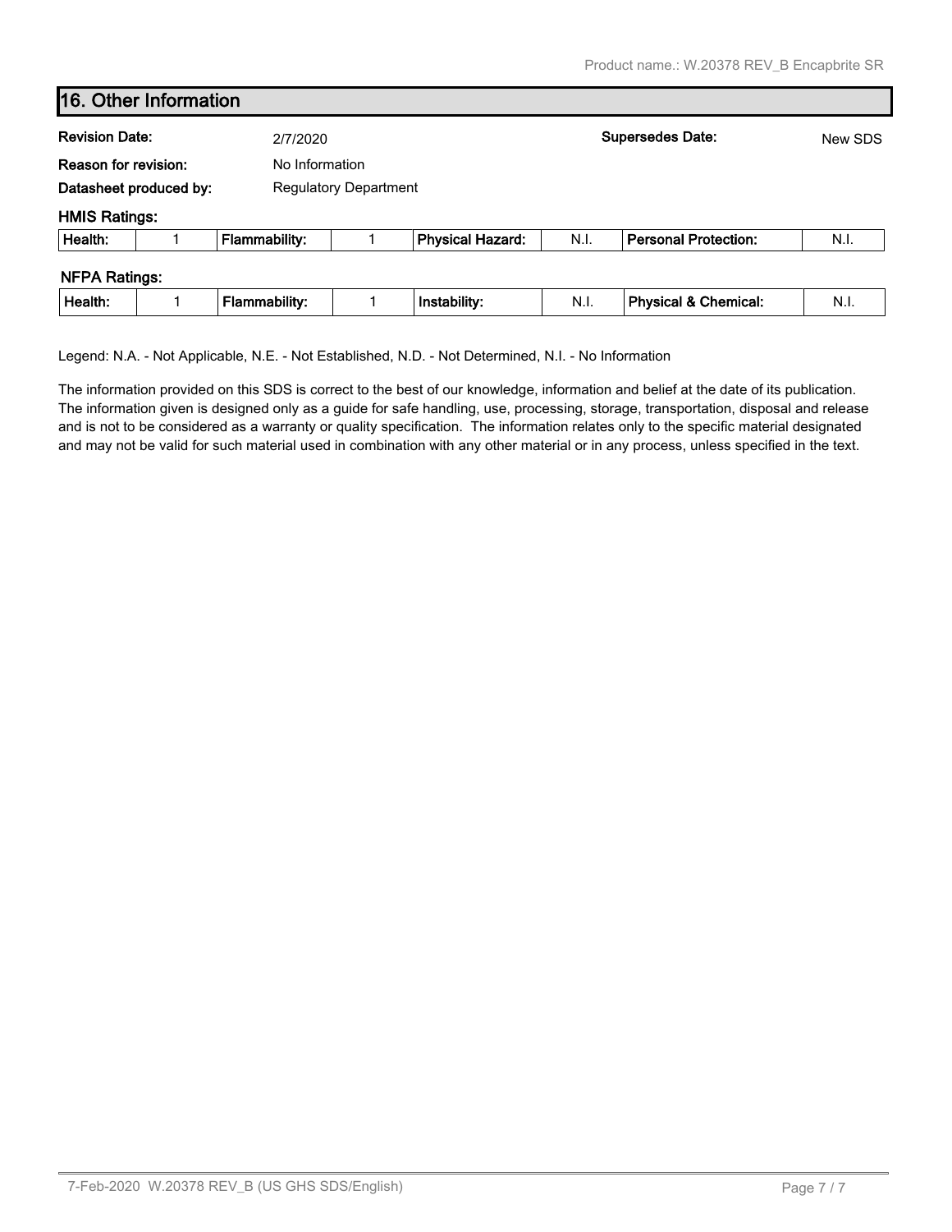## 16. Other Information

**Revision Date:** 2/7/2020 **Supersedes Date:** New SDS

**Reason for revision:** No Information

**Datasheet produced by:** Regulatory Department

**HMIS Ratings:**

| | | | | | | | |
|---|---|---|---|---|---|---|---|
| **Health:** | 1 | **Flammability:** | 1 | **Physical Hazard:** | N.I. | **Personal Protection:** | N.I. |

**NFPA Ratings:**

| | | | | | | | |
|---|---|---|---|---|---|---|---|
| **Health:** | 1 | **Flammability:** | 1 | **Instability:** | N.I. | **Physical & Chemical:** | N.I. |

Legend: N.A. - Not Applicable, N.E. - Not Established, N.D. - Not Determined, N.I. - No Information

The information provided on this SDS is correct to the best of our knowledge, information and belief at the date of its publication. The information given is designed only as a guide for safe handling, use, processing, storage, transportation, disposal and release and is not to be considered as a warranty or quality specification. The information relates only to the specific material designated and may not be valid for such material used in combination with any other material or in any process, unless specified in the text.